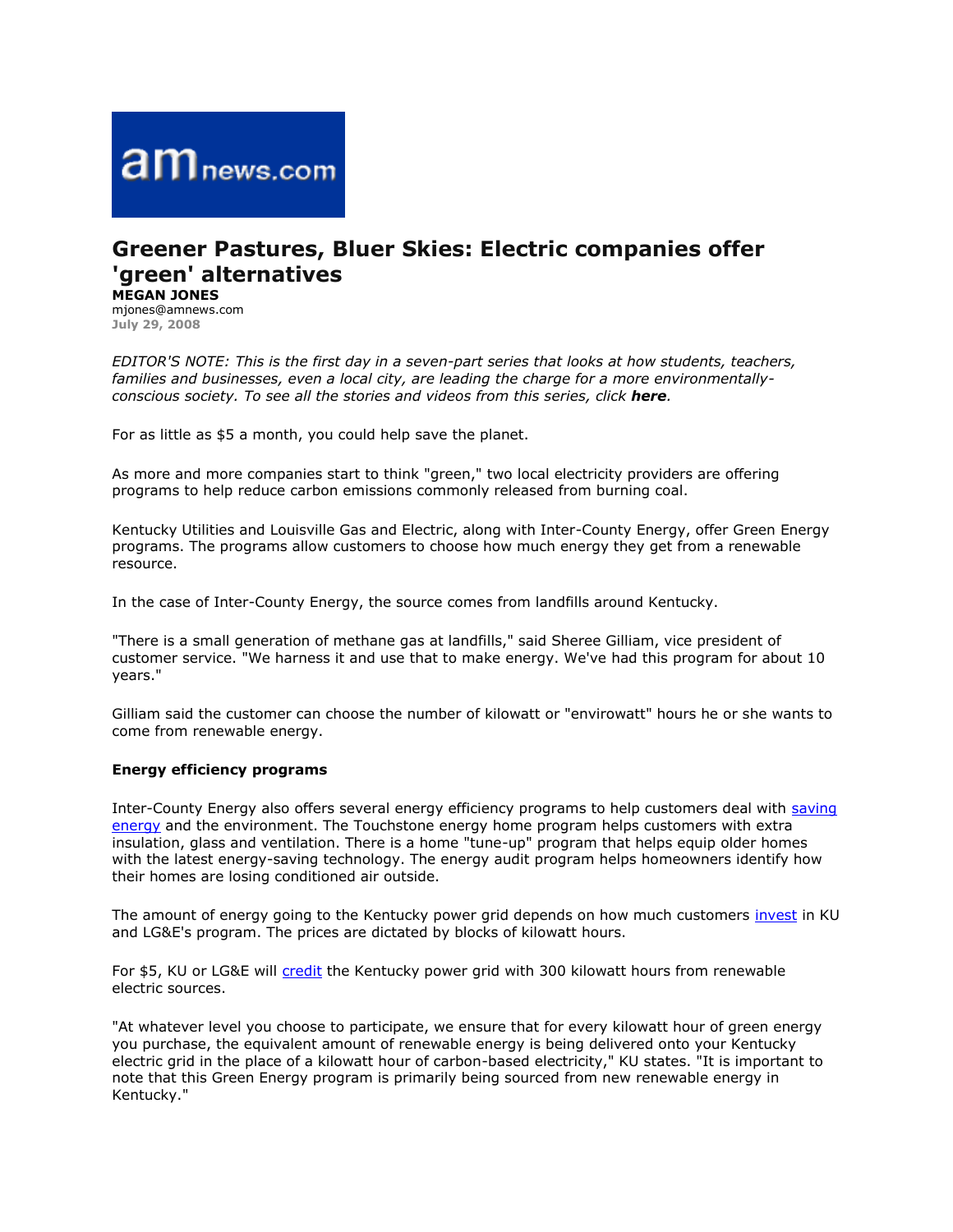amnews.com

# Greener Pastures, Bluer Skies: Electric companies offer 'green' alternatives

**MEGAN JONES**
mjones@amnews.com
July 29, 2008

*EDITOR'S NOTE: This is the first day in a seven-part series that looks at how students, teachers, families and businesses, even a local city, are leading the charge for a more environmentally-conscious society. To see all the stories and videos from this series, click **here**.*

For as little as $5 a month, you could help save the planet.

As more and more companies start to think "green," two local electricity providers are offering programs to help reduce carbon emissions commonly released from burning coal.

Kentucky Utilities and Louisville Gas and Electric, along with Inter-County Energy, offer Green Energy programs. The programs allow customers to choose how much energy they get from a renewable resource.

In the case of Inter-County Energy, the source comes from landfills around Kentucky.

"There is a small generation of methane gas at landfills," said Sheree Gilliam, vice president of customer service. "We harness it and use that to make energy. We've had this program for about 10 years."

Gilliam said the customer can choose the number of kilowatt or "envirowatt" hours he or she wants to come from renewable energy.

**Energy efficiency programs**

Inter-County Energy also offers several energy efficiency programs to help customers deal with saving energy and the environment. The Touchstone energy home program helps customers with extra insulation, glass and ventilation. There is a home "tune-up" program that helps equip older homes with the latest energy-saving technology. The energy audit program helps homeowners identify how their homes are losing conditioned air outside.

The amount of energy going to the Kentucky power grid depends on how much customers invest in KU and LG&E's program. The prices are dictated by blocks of kilowatt hours.

For $5, KU or LG&E will credit the Kentucky power grid with 300 kilowatt hours from renewable electric sources.

"At whatever level you choose to participate, we ensure that for every kilowatt hour of green energy you purchase, the equivalent amount of renewable energy is being delivered onto your Kentucky electric grid in the place of a kilowatt hour of carbon-based electricity," KU states. "It is important to note that this Green Energy program is primarily being sourced from new renewable energy in Kentucky."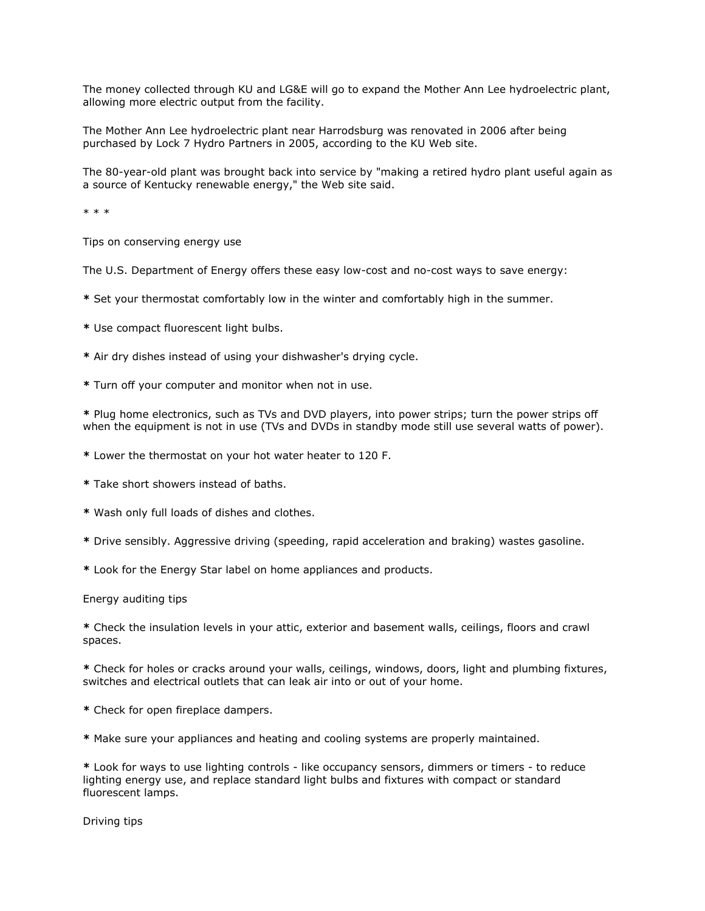The money collected through KU and LG&E will go to expand the Mother Ann Lee hydroelectric plant, allowing more electric output from the facility.

The Mother Ann Lee hydroelectric plant near Harrodsburg was renovated in 2006 after being purchased by Lock 7 Hydro Partners in 2005, according to the KU Web site.

The 80-year-old plant was brought back into service by "making a retired hydro plant useful again as a source of Kentucky renewable energy," the Web site said.

* * *

Tips on conserving energy use

The U.S. Department of Energy offers these easy low-cost and no-cost ways to save energy:

**\*** Set your thermostat comfortably low in the winter and comfortably high in the summer.

**\*** Use compact fluorescent light bulbs.

**\*** Air dry dishes instead of using your dishwasher's drying cycle.

**\*** Turn off your computer and monitor when not in use.

**\*** Plug home electronics, such as TVs and DVD players, into power strips; turn the power strips off when the equipment is not in use (TVs and DVDs in standby mode still use several watts of power).

**\*** Lower the thermostat on your hot water heater to 120 F.

**\*** Take short showers instead of baths.

**\*** Wash only full loads of dishes and clothes.

**\*** Drive sensibly. Aggressive driving (speeding, rapid acceleration and braking) wastes gasoline.

**\*** Look for the Energy Star label on home appliances and products.

Energy auditing tips

**\*** Check the insulation levels in your attic, exterior and basement walls, ceilings, floors and crawl spaces.

**\*** Check for holes or cracks around your walls, ceilings, windows, doors, light and plumbing fixtures, switches and electrical outlets that can leak air into or out of your home.

**\*** Check for open fireplace dampers.

**\*** Make sure your appliances and heating and cooling systems are properly maintained.

**\*** Look for ways to use lighting controls - like occupancy sensors, dimmers or timers - to reduce lighting energy use, and replace standard light bulbs and fixtures with compact or standard fluorescent lamps.

Driving tips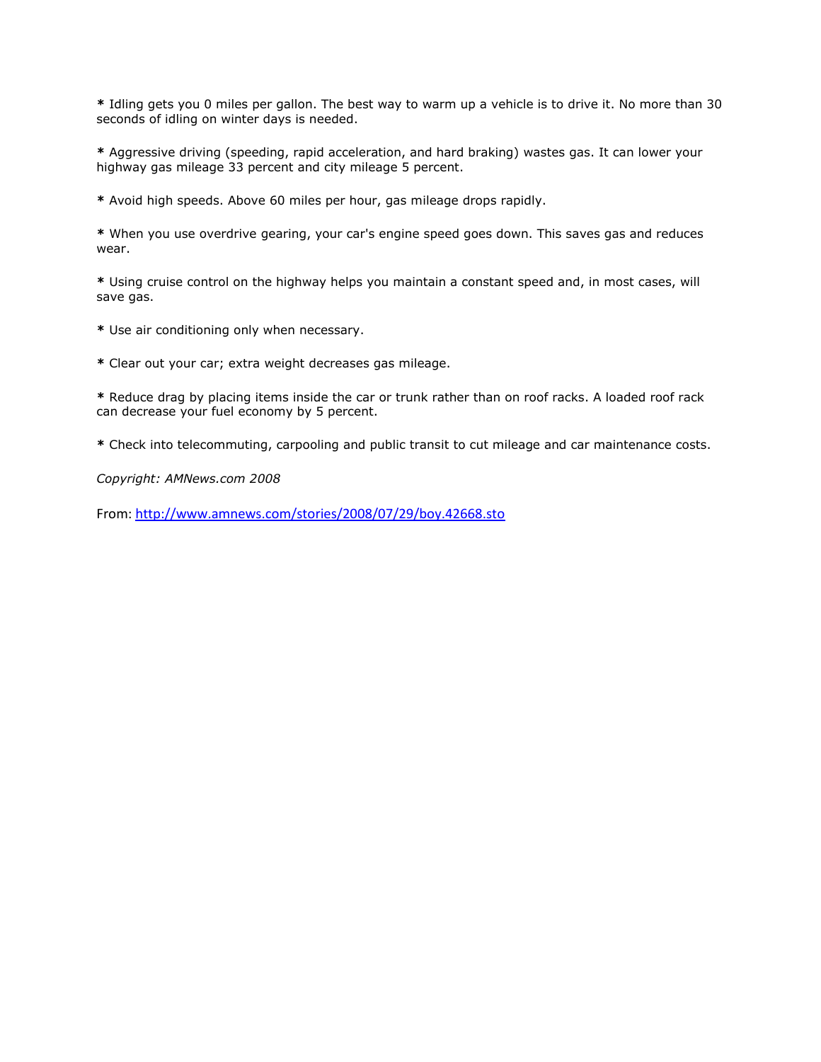**\*** Idling gets you 0 miles per gallon. The best way to warm up a vehicle is to drive it. No more than 30 seconds of idling on winter days is needed.

**\*** Aggressive driving (speeding, rapid acceleration, and hard braking) wastes gas. It can lower your highway gas mileage 33 percent and city mileage 5 percent.

**\*** Avoid high speeds. Above 60 miles per hour, gas mileage drops rapidly.

**\*** When you use overdrive gearing, your car's engine speed goes down. This saves gas and reduces wear.

**\*** Using cruise control on the highway helps you maintain a constant speed and, in most cases, will save gas.

**\*** Use air conditioning only when necessary.

**\*** Clear out your car; extra weight decreases gas mileage.

**\*** Reduce drag by placing items inside the car or trunk rather than on roof racks. A loaded roof rack can decrease your fuel economy by 5 percent.

**\*** Check into telecommuting, carpooling and public transit to cut mileage and car maintenance costs.

*Copyright: AMNews.com 2008*

From: [http://www.amnews.com/stories/2008/07/29/boy.42668.sto](http://www.amnews.com/stories/2008/07/29/boy.42668.sto)